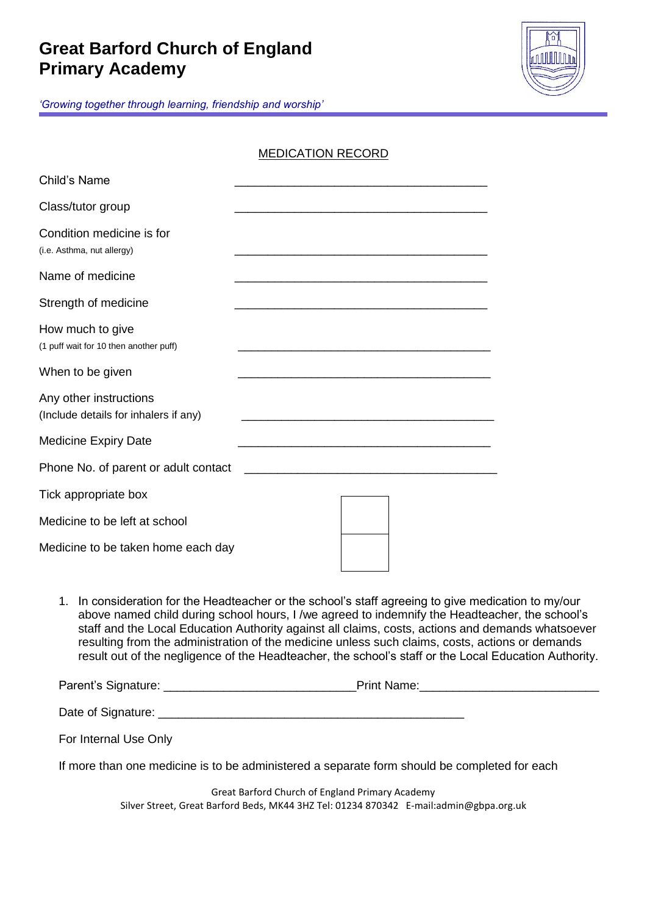# Great Barford Church of England Primary Academy

*'Growing together through learning, friendship and worship'*

## MEDICATION RECORD

| | |
|---|---|
| Child's Name | ______________________________________ |
| Class/tutor group | ______________________________________ |
| Condition medicine is for<br>(i.e. Asthma, nut allergy) | ______________________________________ |
| Name of medicine | ______________________________________ |
| Strength of medicine | ______________________________________ |
| How much to give<br>(1 puff wait for 10 then another puff) | ______________________________________ |
| When to be given | ______________________________________ |
| Any other instructions<br>(Include details for inhalers if any) | ______________________________________ |
| Medicine Expiry Date | ______________________________________ |
| Phone No. of parent or adult contact | ______________________________________ |

Tick appropriate box

| | |
|---|---|
| Medicine to be left at school | ☐ |
| Medicine to be taken home each day | ☐ |

1. In consideration for the Headteacher or the school's staff agreeing to give medication to my/our above named child during school hours, I /we agreed to indemnify the Headteacher, the school's staff and the Local Education Authority against all claims, costs, actions and demands whatsoever resulting from the administration of the medicine unless such claims, costs, actions or demands result out of the negligence of the Headteacher, the school's staff or the Local Education Authority.

Parent's Signature: ____________________________Print Name:__________________________

Date of Signature: ______________________________________________

For Internal Use Only

If more than one medicine is to be administered a separate form should be completed for each

Great Barford Church of England Primary Academy
Silver Street, Great Barford Beds, MK44 3HZ Tel: 01234 870342 E-mail:admin@gbpa.org.uk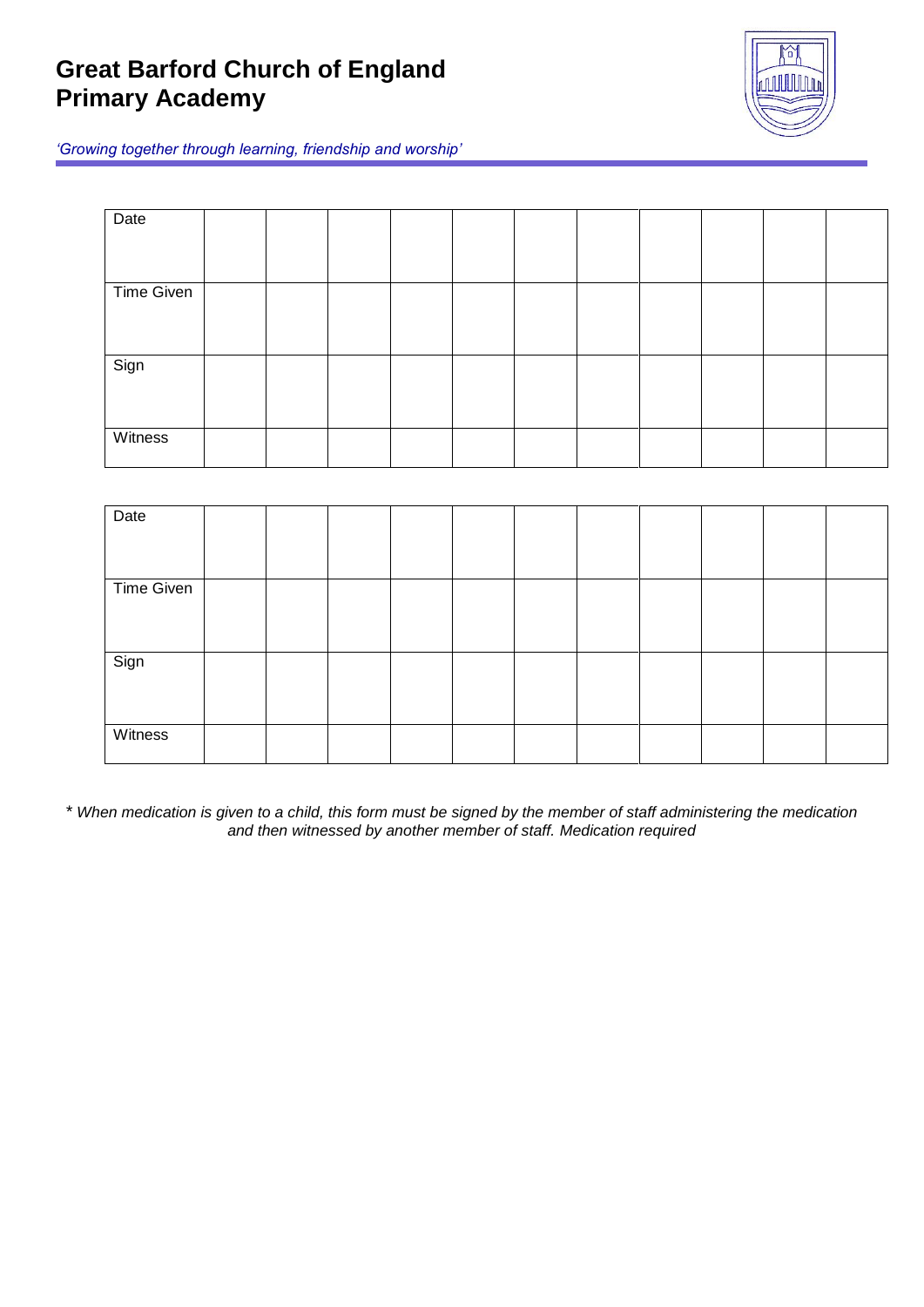# Great Barford Church of England Primary Academy

*'Growing together through learning, friendship and worship'*

| | | | | | | | | | | |
|---|---|---|---|---|---|---|---|---|---|---|
| Date | | | | | | | | | | |
| Time Given | | | | | | | | | | |
| Sign | | | | | | | | | | |
| Witness | | | | | | | | | | |

| | | | | | | | | | | |
|---|---|---|---|---|---|---|---|---|---|---|
| Date | | | | | | | | | | |
| Time Given | | | | | | | | | | |
| Sign | | | | | | | | | | |
| Witness | | | | | | | | | | |

* *When medication is given to a child, this form must be signed by the member of staff administering the medication and then witnessed by another member of staff. Medication required*